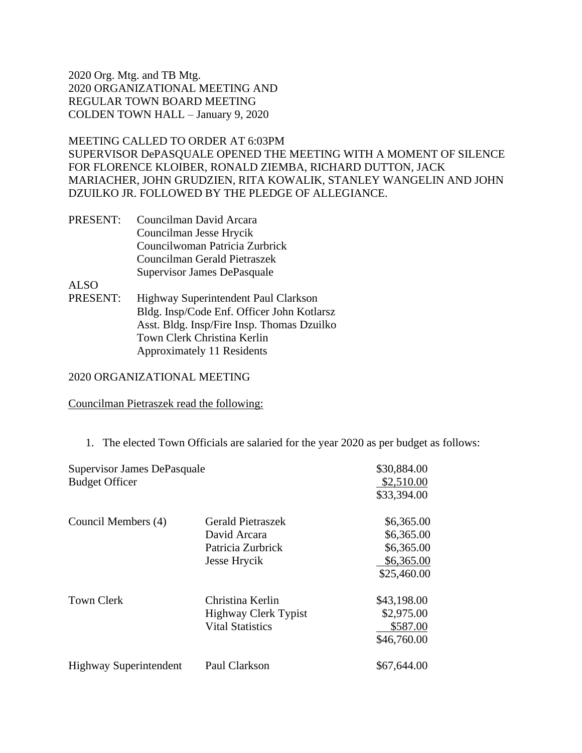2020 Org. Mtg. and TB Mtg.
2020 ORGANIZATIONAL MEETING AND
REGULAR TOWN BOARD MEETING
COLDEN TOWN HALL – January 9, 2020

MEETING CALLED TO ORDER AT 6:03PM
SUPERVISOR DePASQUALE OPENED THE MEETING WITH A MOMENT OF SILENCE FOR FLORENCE KLOIBER, RONALD ZIEMBA, RICHARD DUTTON, JACK MARIACHER, JOHN GRUDZIEN, RITA KOWALIK, STANLEY WANGELIN AND JOHN DZUILKO JR. FOLLOWED BY THE PLEDGE OF ALLEGIANCE.

PRESENT: Councilman David Arcara
Councilman Jesse Hrycik
Councilwoman Patricia Zurbrick
Councilman Gerald Pietraszek
Supervisor James DePasquale

ALSO
PRESENT: Highway Superintendent Paul Clarkson
Bldg. Insp/Code Enf. Officer John Kotlarsz
Asst. Bldg. Insp/Fire Insp. Thomas Dzuilko
Town Clerk Christina Kerlin
Approximately 11 Residents

2020 ORGANIZATIONAL MEETING

Councilman Pietraszek read the following:

1. The elected Town Officials are salaried for the year 2020 as per budget as follows:

| | | |
|---|---|---|
| Supervisor James DePasquale | | $30,884.00 |
| Budget Officer | | $2,510.00 |
| | | $33,394.00 |
| Council Members (4) | Gerald Pietraszek | $6,365.00 |
| | David Arcara | $6,365.00 |
| | Patricia Zurbrick | $6,365.00 |
| | Jesse Hrycik | $6,365.00 |
| | | $25,460.00 |
| Town Clerk | Christina Kerlin | $43,198.00 |
| | Highway Clerk Typist | $2,975.00 |
| | Vital Statistics | $587.00 |
| | | $46,760.00 |
| Highway Superintendent | Paul Clarkson | $67,644.00 |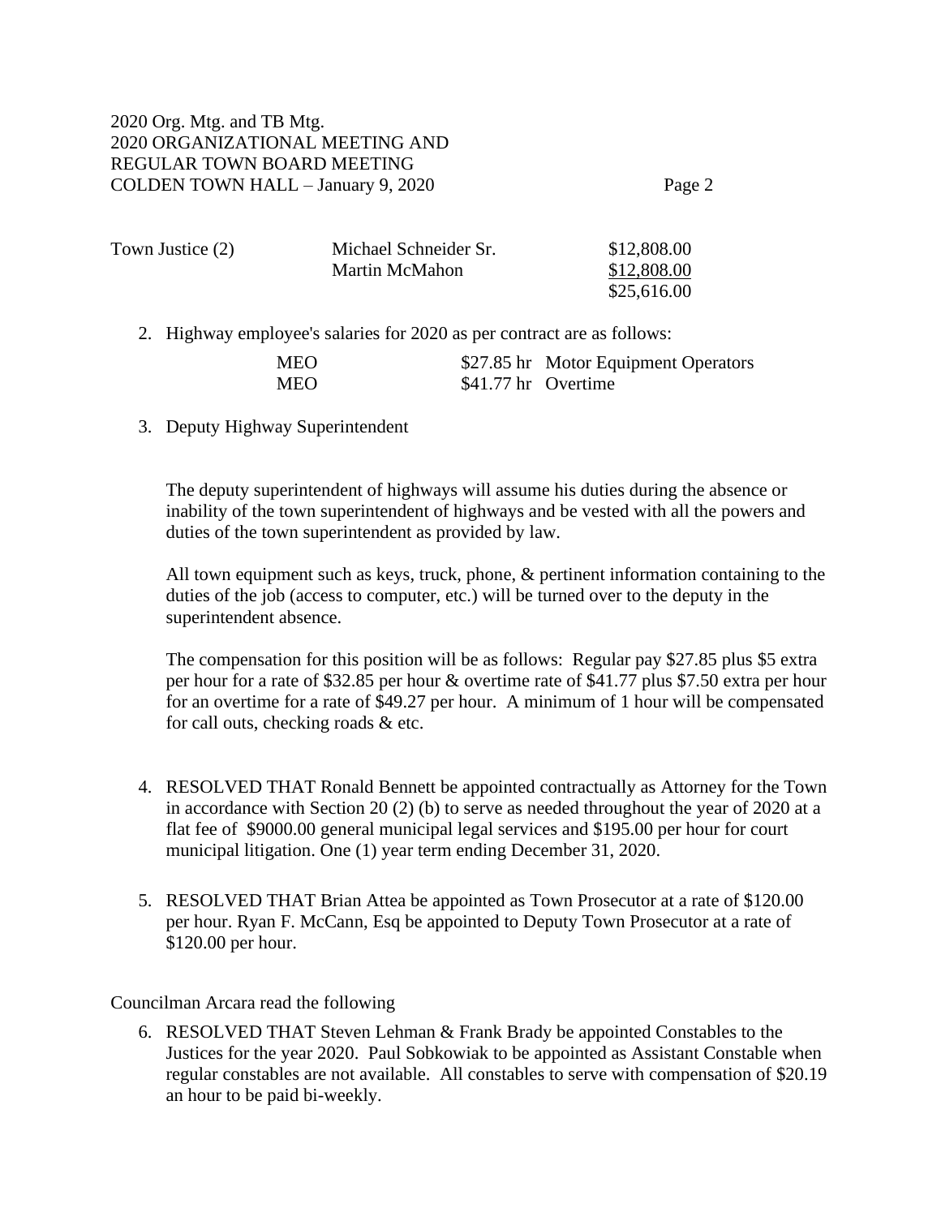| Town Justice (2) | Michael Schneider Sr. | $12,808.00 |
|---|---|---|
| | Martin McMahon | $12,808.00 |
| | | $25,616.00 |

2. Highway employee's salaries for 2020 as per contract are as follows:

| | | |
|---|---|---|
| MEO | $27.85 hr | Motor Equipment Operators |
| MEO | $41.77 hr | Overtime |

3. Deputy Highway Superintendent

   The deputy superintendent of highways will assume his duties during the absence or inability of the town superintendent of highways and be vested with all the powers and duties of the town superintendent as provided by law.

   All town equipment such as keys, truck, phone, & pertinent information containing to the duties of the job (access to computer, etc.) will be turned over to the deputy in the superintendent absence.

   The compensation for this position will be as follows: Regular pay $27.85 plus $5 extra per hour for a rate of $32.85 per hour & overtime rate of $41.77 plus $7.50 extra per hour for an overtime for a rate of $49.27 per hour. A minimum of 1 hour will be compensated for call outs, checking roads & etc.

4. RESOLVED THAT Ronald Bennett be appointed contractually as Attorney for the Town in accordance with Section 20 (2) (b) to serve as needed throughout the year of 2020 at a flat fee of $9000.00 general municipal legal services and $195.00 per hour for court municipal litigation. One (1) year term ending December 31, 2020.

5. RESOLVED THAT Brian Attea be appointed as Town Prosecutor at a rate of $120.00 per hour. Ryan F. McCann, Esq be appointed to Deputy Town Prosecutor at a rate of $120.00 per hour.

Councilman Arcara read the following

6. RESOLVED THAT Steven Lehman & Frank Brady be appointed Constables to the Justices for the year 2020. Paul Sobkowiak to be appointed as Assistant Constable when regular constables are not available. All constables to serve with compensation of $20.19 an hour to be paid bi-weekly.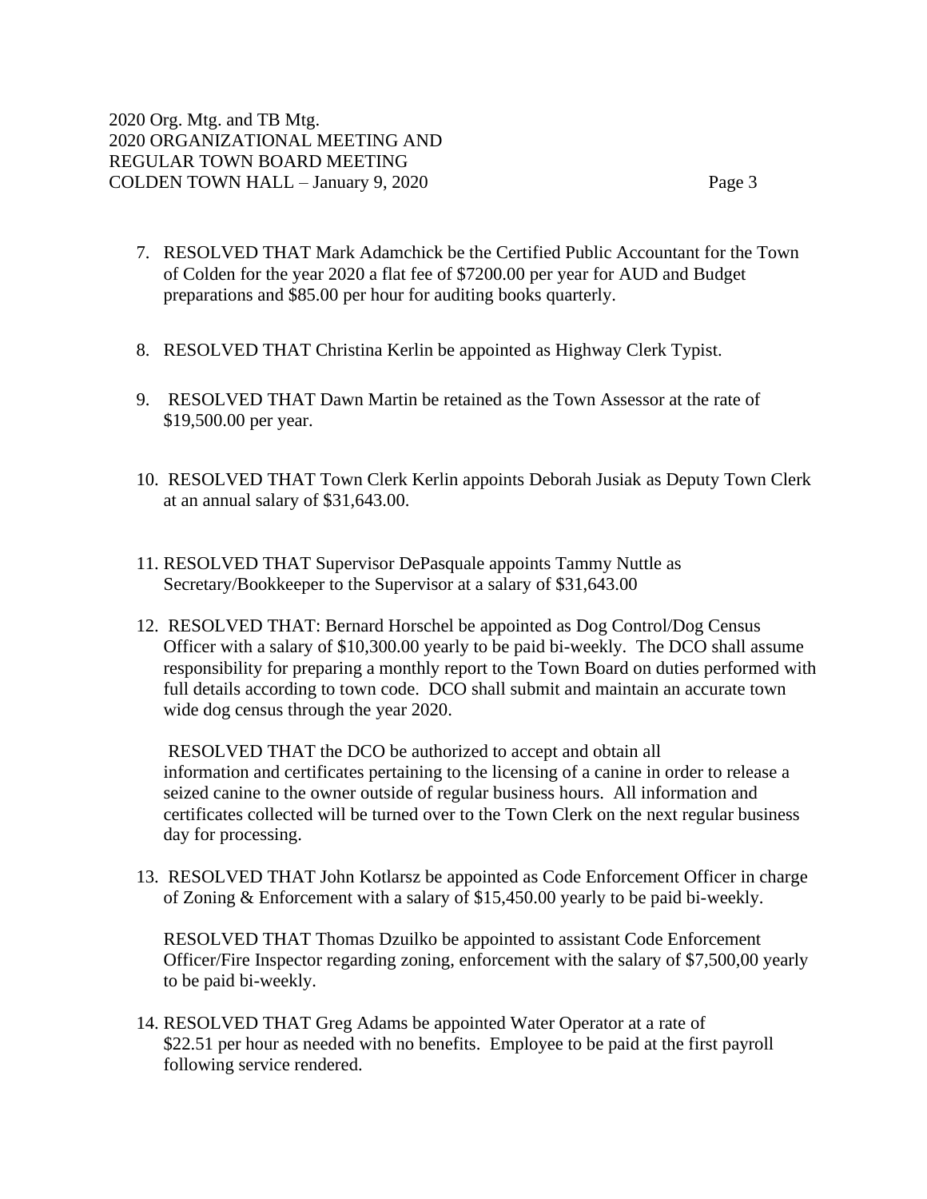7. RESOLVED THAT Mark Adamchick be the Certified Public Accountant for the Town of Colden for the year 2020 a flat fee of $7200.00 per year for AUD and Budget preparations and $85.00 per hour for auditing books quarterly.

8. RESOLVED THAT Christina Kerlin be appointed as Highway Clerk Typist.

9. RESOLVED THAT Dawn Martin be retained as the Town Assessor at the rate of $19,500.00 per year.

10. RESOLVED THAT Town Clerk Kerlin appoints Deborah Jusiak as Deputy Town Clerk at an annual salary of $31,643.00.

11. RESOLVED THAT Supervisor DePasquale appoints Tammy Nuttle as Secretary/Bookkeeper to the Supervisor at a salary of $31,643.00

12. RESOLVED THAT: Bernard Horschel be appointed as Dog Control/Dog Census Officer with a salary of $10,300.00 yearly to be paid bi-weekly. The DCO shall assume responsibility for preparing a monthly report to the Town Board on duties performed with full details according to town code. DCO shall submit and maintain an accurate town wide dog census through the year 2020.

    RESOLVED THAT the DCO be authorized to accept and obtain all information and certificates pertaining to the licensing of a canine in order to release a seized canine to the owner outside of regular business hours. All information and certificates collected will be turned over to the Town Clerk on the next regular business day for processing.

13. RESOLVED THAT John Kotlarsz be appointed as Code Enforcement Officer in charge of Zoning & Enforcement with a salary of $15,450.00 yearly to be paid bi-weekly.

    RESOLVED THAT Thomas Dzuilko be appointed to assistant Code Enforcement Officer/Fire Inspector regarding zoning, enforcement with the salary of $7,500,00 yearly to be paid bi-weekly.

14. RESOLVED THAT Greg Adams be appointed Water Operator at a rate of $22.51 per hour as needed with no benefits. Employee to be paid at the first payroll following service rendered.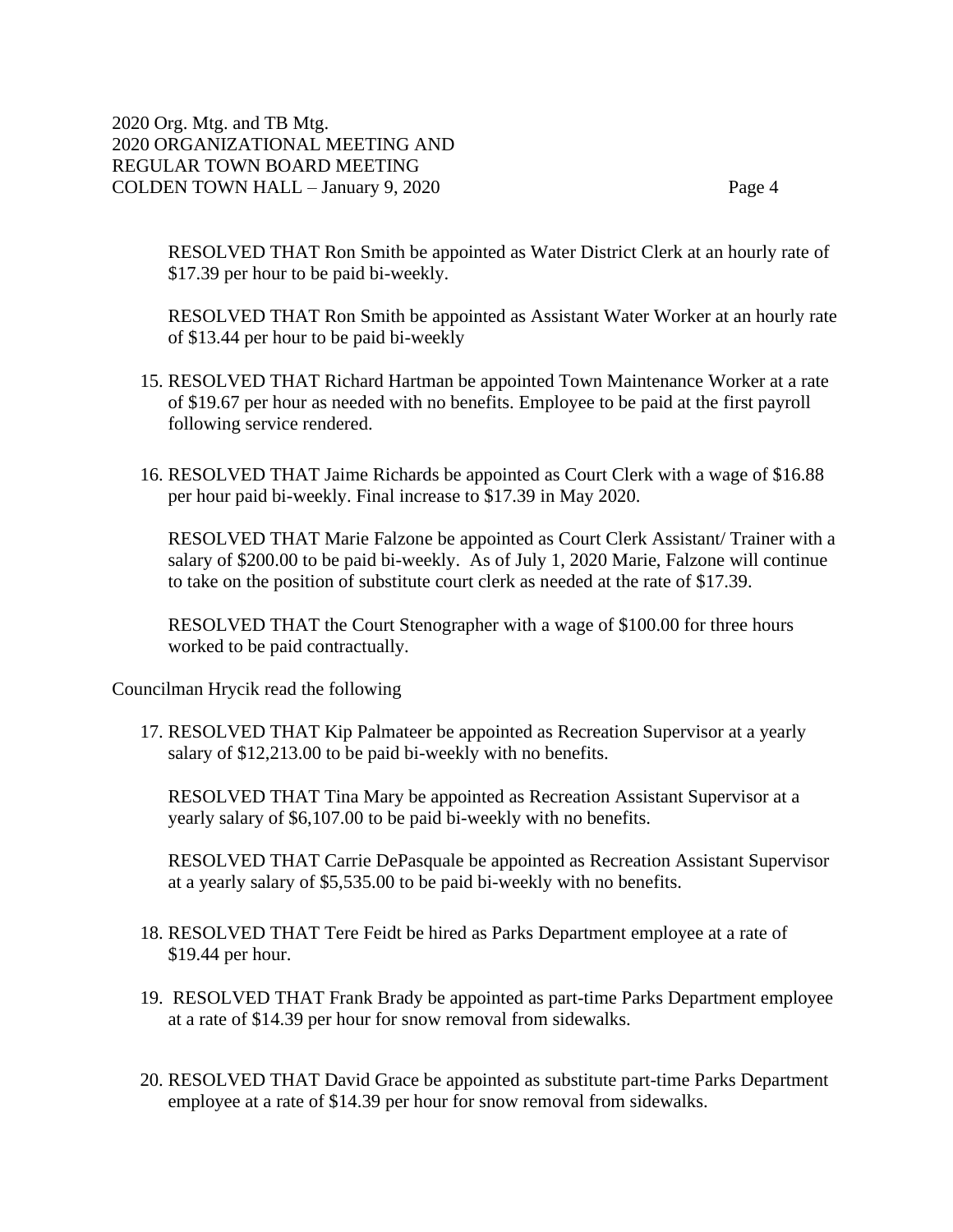RESOLVED THAT Ron Smith be appointed as Water District Clerk at an hourly rate of $17.39 per hour to be paid bi-weekly.

RESOLVED THAT Ron Smith be appointed as Assistant Water Worker at an hourly rate of $13.44 per hour to be paid bi-weekly

15. RESOLVED THAT Richard Hartman be appointed Town Maintenance Worker at a rate of $19.67 per hour as needed with no benefits. Employee to be paid at the first payroll following service rendered.

16. RESOLVED THAT Jaime Richards be appointed as Court Clerk with a wage of $16.88 per hour paid bi-weekly. Final increase to $17.39 in May 2020.

    RESOLVED THAT Marie Falzone be appointed as Court Clerk Assistant/ Trainer with a salary of $200.00 to be paid bi-weekly. As of July 1, 2020 Marie, Falzone will continue to take on the position of substitute court clerk as needed at the rate of $17.39.

    RESOLVED THAT the Court Stenographer with a wage of $100.00 for three hours worked to be paid contractually.

Councilman Hrycik read the following

17. RESOLVED THAT Kip Palmateer be appointed as Recreation Supervisor at a yearly salary of $12,213.00 to be paid bi-weekly with no benefits.

    RESOLVED THAT Tina Mary be appointed as Recreation Assistant Supervisor at a yearly salary of $6,107.00 to be paid bi-weekly with no benefits.

    RESOLVED THAT Carrie DePasquale be appointed as Recreation Assistant Supervisor at a yearly salary of $5,535.00 to be paid bi-weekly with no benefits.

18. RESOLVED THAT Tere Feidt be hired as Parks Department employee at a rate of $19.44 per hour.

19. RESOLVED THAT Frank Brady be appointed as part-time Parks Department employee at a rate of $14.39 per hour for snow removal from sidewalks.

20. RESOLVED THAT David Grace be appointed as substitute part-time Parks Department employee at a rate of $14.39 per hour for snow removal from sidewalks.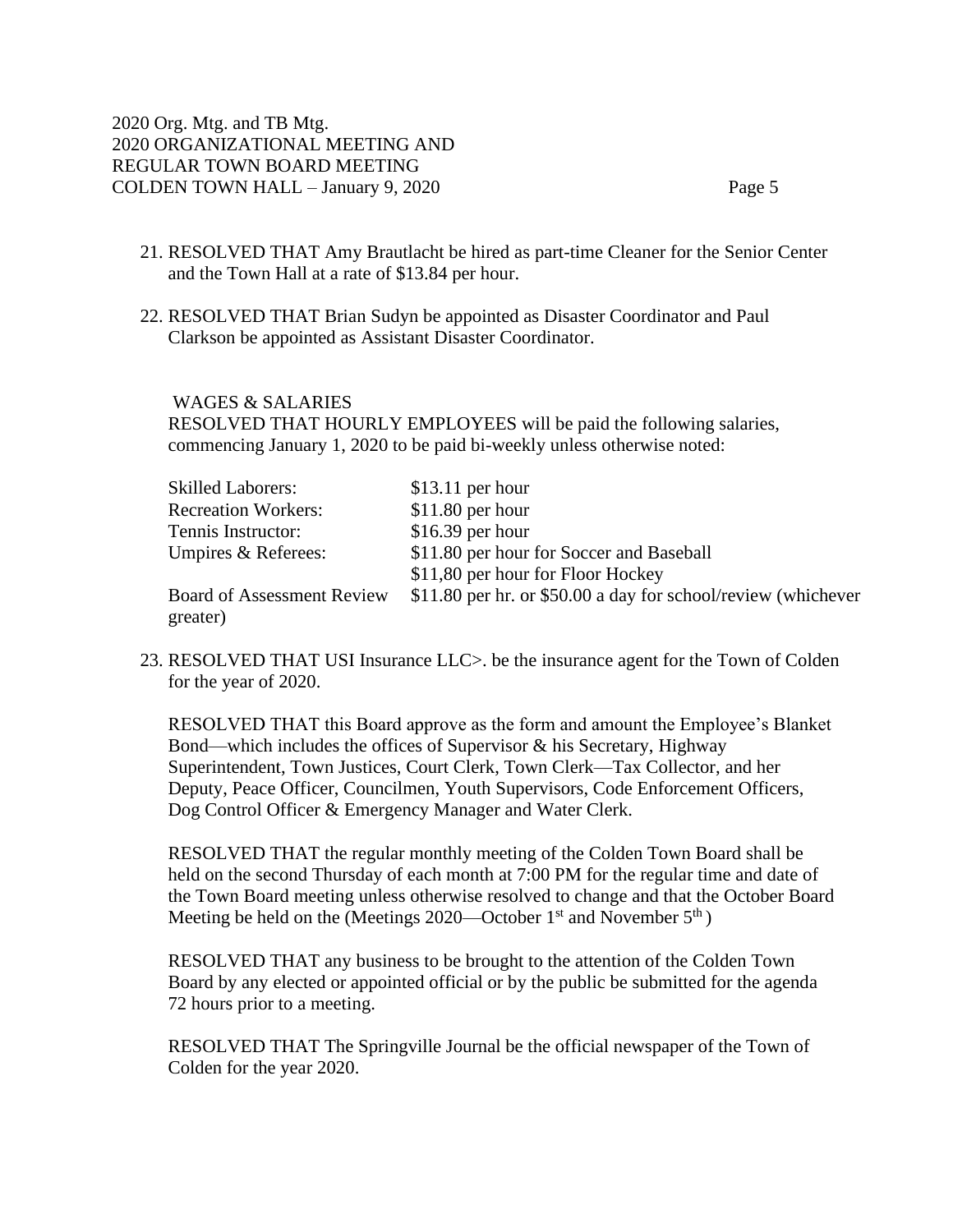21. RESOLVED THAT Amy Brautlacht be hired as part-time Cleaner for the Senior Center and the Town Hall at a rate of $13.84 per hour.

22. RESOLVED THAT Brian Sudyn be appointed as Disaster Coordinator and Paul Clarkson be appointed as Assistant Disaster Coordinator.

WAGES & SALARIES

RESOLVED THAT HOURLY EMPLOYEES will be paid the following salaries, commencing January 1, 2020 to be paid bi-weekly unless otherwise noted:

| | |
|---|---|
| Skilled Laborers: | $13.11 per hour |
| Recreation Workers: | $11.80 per hour |
| Tennis Instructor: | $16.39 per hour |
| Umpires & Referees: | $11.80 per hour for Soccer and Baseball |
| | $11,80 per hour for Floor Hockey |
| Board of Assessment Review | $11.80 per hr. or $50.00 a day for school/review (whichever greater) |

23. RESOLVED THAT USI Insurance LLC>. be the insurance agent for the Town of Colden for the year of 2020.

RESOLVED THAT this Board approve as the form and amount the Employee's Blanket Bond—which includes the offices of Supervisor & his Secretary, Highway Superintendent, Town Justices, Court Clerk, Town Clerk—Tax Collector, and her Deputy, Peace Officer, Councilmen, Youth Supervisors, Code Enforcement Officers, Dog Control Officer & Emergency Manager and Water Clerk.

RESOLVED THAT the regular monthly meeting of the Colden Town Board shall be held on the second Thursday of each month at 7:00 PM for the regular time and date of the Town Board meeting unless otherwise resolved to change and that the October Board Meeting be held on the (Meetings 2020—October 1st and November 5th )

RESOLVED THAT any business to be brought to the attention of the Colden Town Board by any elected or appointed official or by the public be submitted for the agenda 72 hours prior to a meeting.

RESOLVED THAT The Springville Journal be the official newspaper of the Town of Colden for the year 2020.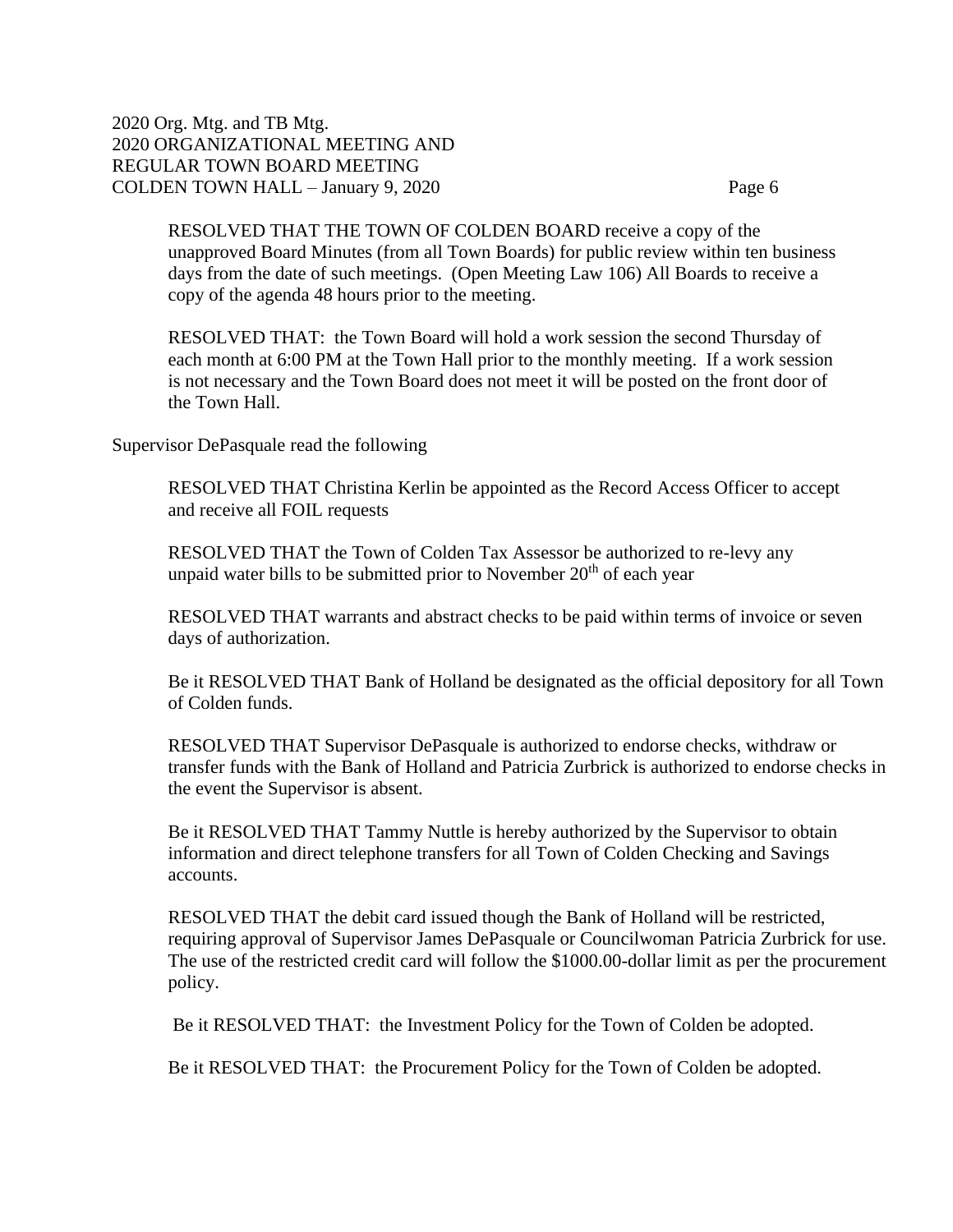RESOLVED THAT THE TOWN OF COLDEN BOARD receive a copy of the unapproved Board Minutes (from all Town Boards) for public review within ten business days from the date of such meetings. (Open Meeting Law 106) All Boards to receive a copy of the agenda 48 hours prior to the meeting.

RESOLVED THAT: the Town Board will hold a work session the second Thursday of each month at 6:00 PM at the Town Hall prior to the monthly meeting. If a work session is not necessary and the Town Board does not meet it will be posted on the front door of the Town Hall.

Supervisor DePasquale read the following

RESOLVED THAT Christina Kerlin be appointed as the Record Access Officer to accept and receive all FOIL requests

RESOLVED THAT the Town of Colden Tax Assessor be authorized to re-levy any unpaid water bills to be submitted prior to November 20th of each year

RESOLVED THAT warrants and abstract checks to be paid within terms of invoice or seven days of authorization.

Be it RESOLVED THAT Bank of Holland be designated as the official depository for all Town of Colden funds.

RESOLVED THAT Supervisor DePasquale is authorized to endorse checks, withdraw or transfer funds with the Bank of Holland and Patricia Zurbrick is authorized to endorse checks in the event the Supervisor is absent.

Be it RESOLVED THAT Tammy Nuttle is hereby authorized by the Supervisor to obtain information and direct telephone transfers for all Town of Colden Checking and Savings accounts.

RESOLVED THAT the debit card issued though the Bank of Holland will be restricted, requiring approval of Supervisor James DePasquale or Councilwoman Patricia Zurbrick for use. The use of the restricted credit card will follow the $1000.00-dollar limit as per the procurement policy.

Be it RESOLVED THAT: the Investment Policy for the Town of Colden be adopted.

Be it RESOLVED THAT: the Procurement Policy for the Town of Colden be adopted.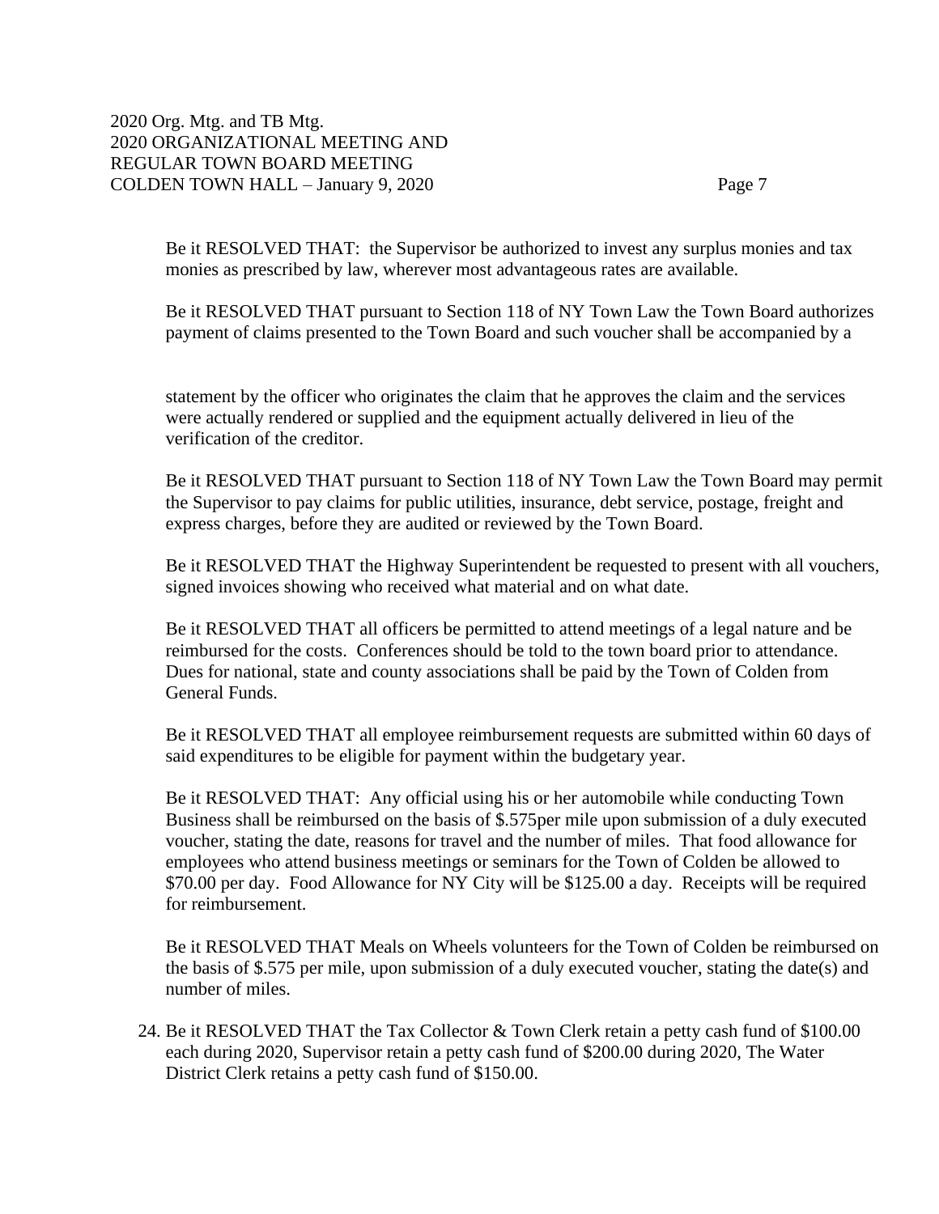Be it RESOLVED THAT: the Supervisor be authorized to invest any surplus monies and tax monies as prescribed by law, wherever most advantageous rates are available.

Be it RESOLVED THAT pursuant to Section 118 of NY Town Law the Town Board authorizes payment of claims presented to the Town Board and such voucher shall be accompanied by a statement by the officer who originates the claim that he approves the claim and the services were actually rendered or supplied and the equipment actually delivered in lieu of the verification of the creditor.

Be it RESOLVED THAT pursuant to Section 118 of NY Town Law the Town Board may permit the Supervisor to pay claims for public utilities, insurance, debt service, postage, freight and express charges, before they are audited or reviewed by the Town Board.

Be it RESOLVED THAT the Highway Superintendent be requested to present with all vouchers, signed invoices showing who received what material and on what date.

Be it RESOLVED THAT all officers be permitted to attend meetings of a legal nature and be reimbursed for the costs. Conferences should be told to the town board prior to attendance. Dues for national, state and county associations shall be paid by the Town of Colden from General Funds.

Be it RESOLVED THAT all employee reimbursement requests are submitted within 60 days of said expenditures to be eligible for payment within the budgetary year.

Be it RESOLVED THAT: Any official using his or her automobile while conducting Town Business shall be reimbursed on the basis of $.575per mile upon submission of a duly executed voucher, stating the date, reasons for travel and the number of miles. That food allowance for employees who attend business meetings or seminars for the Town of Colden be allowed to $70.00 per day. Food Allowance for NY City will be $125.00 a day. Receipts will be required for reimbursement.

Be it RESOLVED THAT Meals on Wheels volunteers for the Town of Colden be reimbursed on the basis of $.575 per mile, upon submission of a duly executed voucher, stating the date(s) and number of miles.

24. Be it RESOLVED THAT the Tax Collector & Town Clerk retain a petty cash fund of $100.00 each during 2020, Supervisor retain a petty cash fund of $200.00 during 2020, The Water District Clerk retains a petty cash fund of $150.00.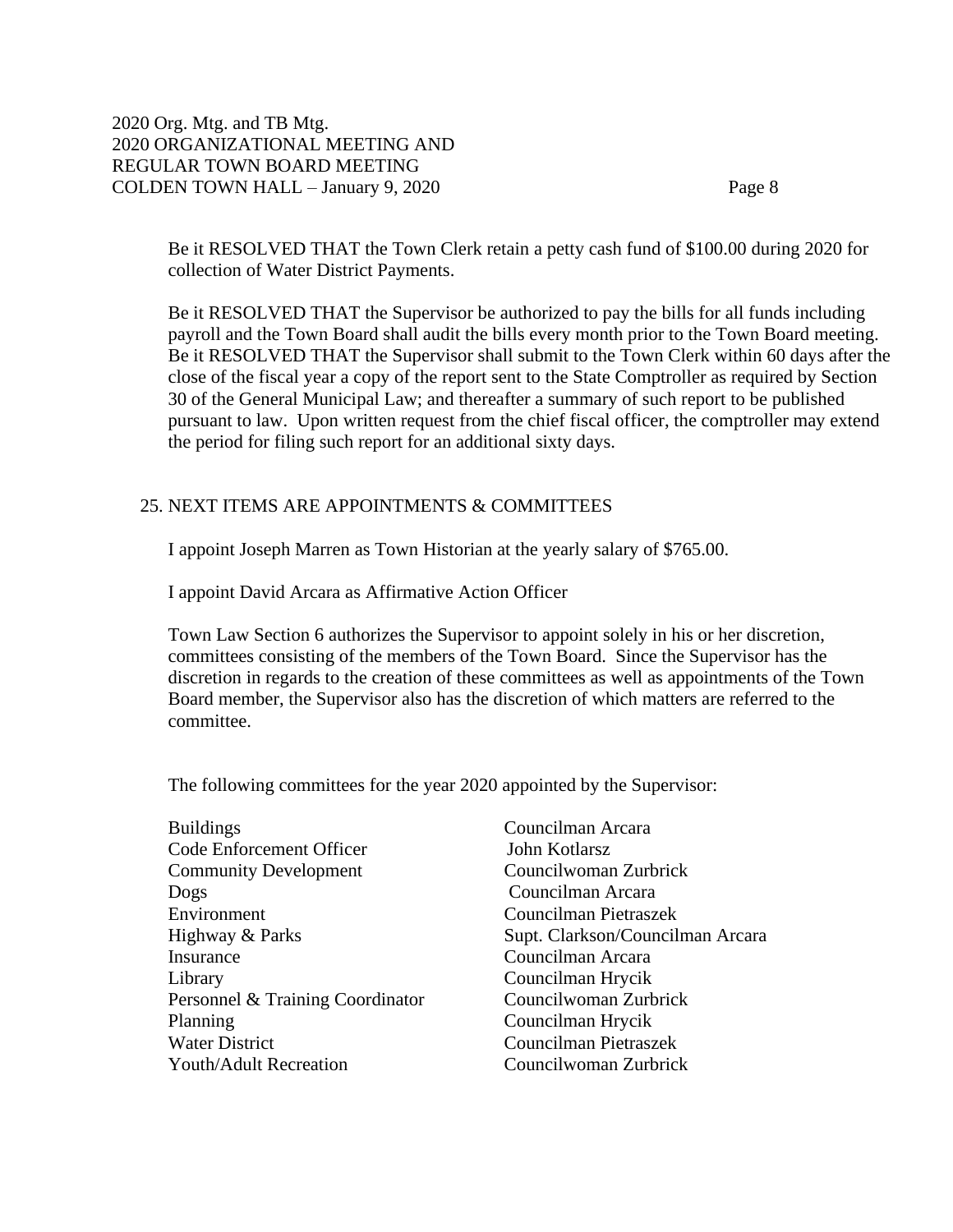Be it RESOLVED THAT the Town Clerk retain a petty cash fund of $100.00 during 2020 for collection of Water District Payments.

Be it RESOLVED THAT the Supervisor be authorized to pay the bills for all funds including payroll and the Town Board shall audit the bills every month prior to the Town Board meeting. Be it RESOLVED THAT the Supervisor shall submit to the Town Clerk within 60 days after the close of the fiscal year a copy of the report sent to the State Comptroller as required by Section 30 of the General Municipal Law; and thereafter a summary of such report to be published pursuant to law. Upon written request from the chief fiscal officer, the comptroller may extend the period for filing such report for an additional sixty days.

25. NEXT ITEMS ARE APPOINTMENTS & COMMITTEES

I appoint Joseph Marren as Town Historian at the yearly salary of $765.00.

I appoint David Arcara as Affirmative Action Officer

Town Law Section 6 authorizes the Supervisor to appoint solely in his or her discretion, committees consisting of the members of the Town Board. Since the Supervisor has the discretion in regards to the creation of these committees as well as appointments of the Town Board member, the Supervisor also has the discretion of which matters are referred to the committee.

The following committees for the year 2020 appointed by the Supervisor:

| | |
|---|---|
| Buildings | Councilman Arcara |
| Code Enforcement Officer | John Kotlarsz |
| Community Development | Councilwoman Zurbrick |
| Dogs | Councilman Arcara |
| Environment | Councilman Pietraszek |
| Highway & Parks | Supt. Clarkson/Councilman Arcara |
| Insurance | Councilman Arcara |
| Library | Councilman Hrycik |
| Personnel & Training Coordinator | Councilwoman Zurbrick |
| Planning | Councilman Hrycik |
| Water District | Councilman Pietraszek |
| Youth/Adult Recreation | Councilwoman Zurbrick |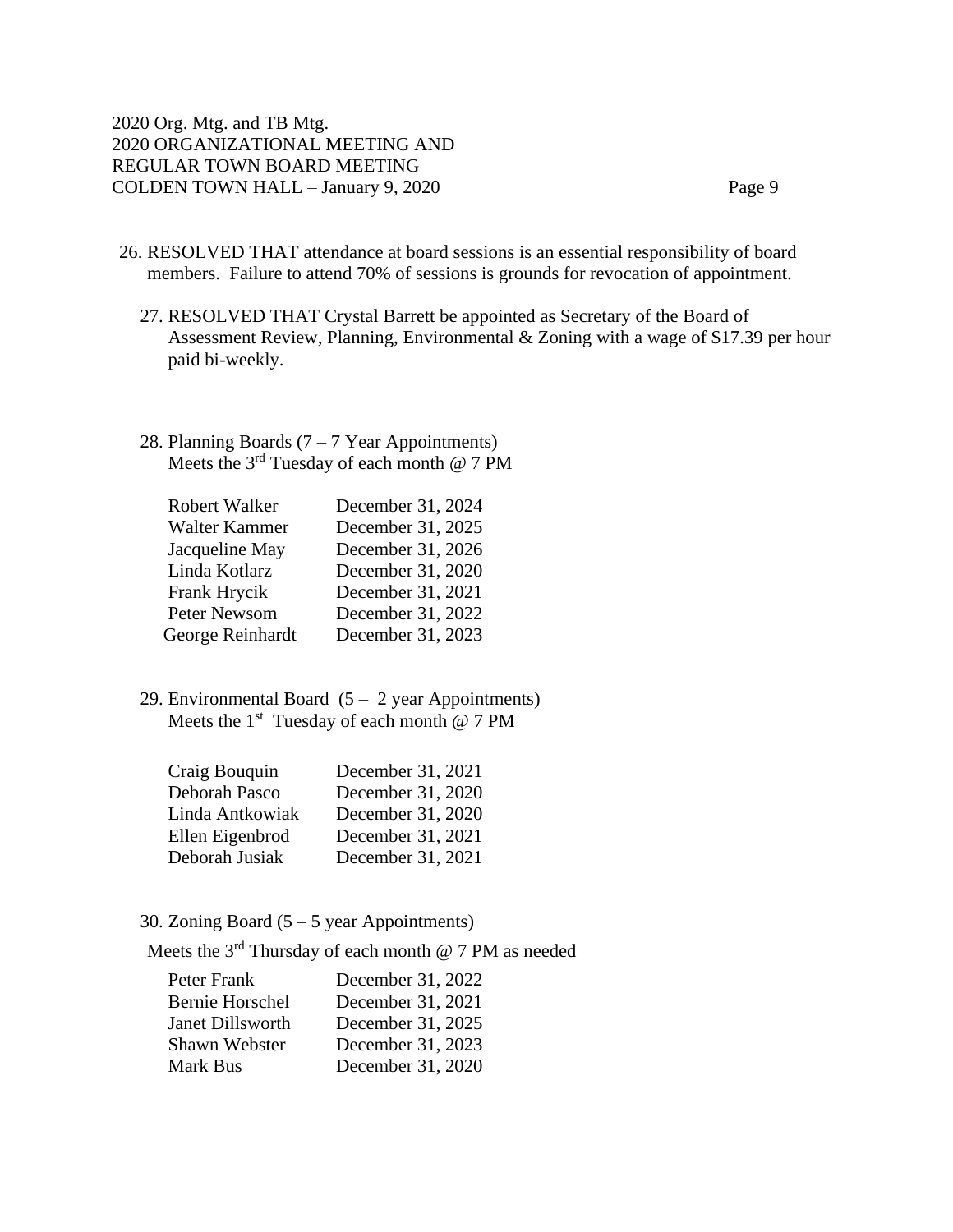26. RESOLVED THAT attendance at board sessions is an essential responsibility of board members. Failure to attend 70% of sessions is grounds for revocation of appointment.

27. RESOLVED THAT Crystal Barrett be appointed as Secretary of the Board of Assessment Review, Planning, Environmental & Zoning with a wage of $17.39 per hour paid bi-weekly.

28. Planning Boards (7 – 7 Year Appointments)
Meets the 3rd Tuesday of each month @ 7 PM

| | |
|---|---|
| Robert Walker | December 31, 2024 |
| Walter Kammer | December 31, 2025 |
| Jacqueline May | December 31, 2026 |
| Linda Kotlarz | December 31, 2020 |
| Frank Hrycik | December 31, 2021 |
| Peter Newsom | December 31, 2022 |
| George Reinhardt | December 31, 2023 |

29. Environmental Board (5 – 2 year Appointments)
Meets the 1st Tuesday of each month @ 7 PM

| | |
|---|---|
| Craig Bouquin | December 31, 2021 |
| Deborah Pasco | December 31, 2020 |
| Linda Antkowiak | December 31, 2020 |
| Ellen Eigenbrod | December 31, 2021 |
| Deborah Jusiak | December 31, 2021 |

30. Zoning Board (5 – 5 year Appointments)
Meets the 3rd Thursday of each month @ 7 PM as needed

| | |
|---|---|
| Peter Frank | December 31, 2022 |
| Bernie Horschel | December 31, 2021 |
| Janet Dillsworth | December 31, 2025 |
| Shawn Webster | December 31, 2023 |
| Mark Bus | December 31, 2020 |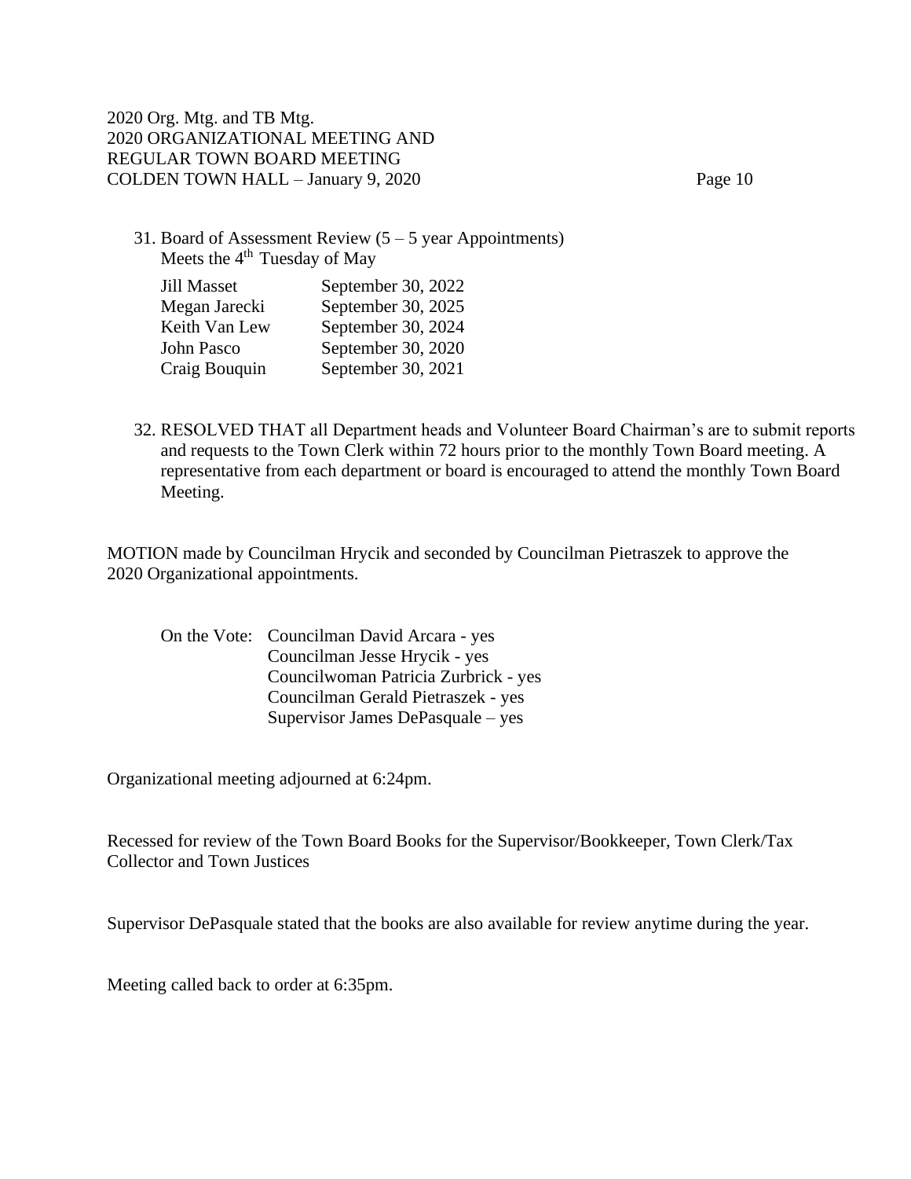31. Board of Assessment Review (5 – 5 year Appointments)
    Meets the 4th Tuesday of May

| | |
|---|---|
| Jill Masset | September 30, 2022 |
| Megan Jarecki | September 30, 2025 |
| Keith Van Lew | September 30, 2024 |
| John Pasco | September 30, 2020 |
| Craig Bouquin | September 30, 2021 |

32. RESOLVED THAT all Department heads and Volunteer Board Chairman's are to submit reports and requests to the Town Clerk within 72 hours prior to the monthly Town Board meeting. A representative from each department or board is encouraged to attend the monthly Town Board Meeting.

MOTION made by Councilman Hrycik and seconded by Councilman Pietraszek to approve the 2020 Organizational appointments.

On the Vote: Councilman David Arcara - yes
Councilman Jesse Hrycik - yes
Councilwoman Patricia Zurbrick - yes
Councilman Gerald Pietraszek - yes
Supervisor James DePasquale – yes

Organizational meeting adjourned at 6:24pm.

Recessed for review of the Town Board Books for the Supervisor/Bookkeeper, Town Clerk/Tax Collector and Town Justices

Supervisor DePasquale stated that the books are also available for review anytime during the year.

Meeting called back to order at 6:35pm.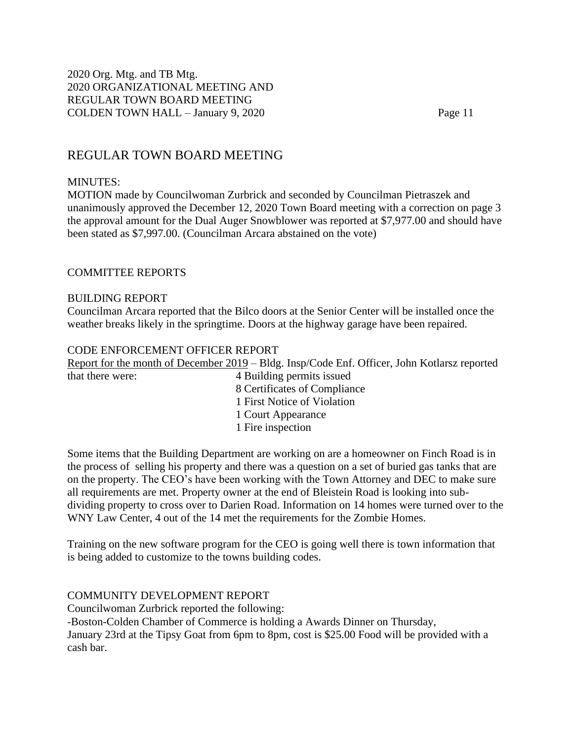## REGULAR TOWN BOARD MEETING

MINUTES:
MOTION made by Councilwoman Zurbrick and seconded by Councilman Pietraszek and unanimously approved the December 12, 2020 Town Board meeting with a correction on page 3 the approval amount for the Dual Auger Snowblower was reported at $7,977.00 and should have been stated as $7,997.00. (Councilman Arcara abstained on the vote)

COMMITTEE REPORTS

BUILDING REPORT
Councilman Arcara reported that the Bilco doors at the Senior Center will be installed once the weather breaks likely in the springtime. Doors at the highway garage have been repaired.

CODE ENFORCEMENT OFFICER REPORT
Report for the month of December 2019 – Bldg. Insp/Code Enf. Officer, John Kotlarsz reported that there were:

- 4 Building permits issued
- 8 Certificates of Compliance
- 1 First Notice of Violation
- 1 Court Appearance
- 1 Fire inspection

Some items that the Building Department are working on are a homeowner on Finch Road is in the process of selling his property and there was a question on a set of buried gas tanks that are on the property. The CEO's have been working with the Town Attorney and DEC to make sure all requirements are met. Property owner at the end of Bleistein Road is looking into sub-dividing property to cross over to Darien Road. Information on 14 homes were turned over to the WNY Law Center, 4 out of the 14 met the requirements for the Zombie Homes.

Training on the new software program for the CEO is going well there is town information that is being added to customize to the towns building codes.

COMMUNITY DEVELOPMENT REPORT
Councilwoman Zurbrick reported the following:
-Boston-Colden Chamber of Commerce is holding a Awards Dinner on Thursday, January 23rd at the Tipsy Goat from 6pm to 8pm, cost is $25.00 Food will be provided with a cash bar.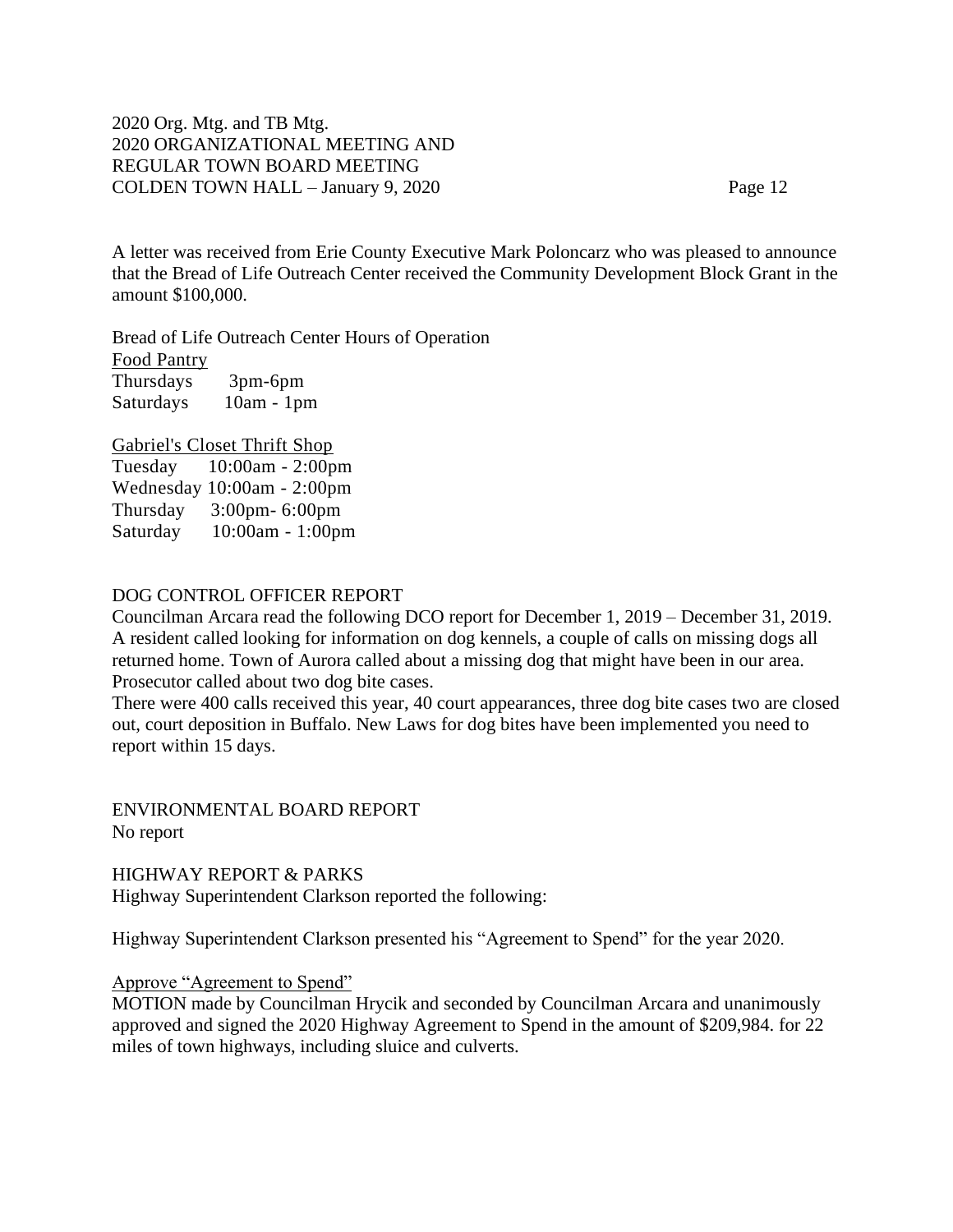A letter was received from Erie County Executive Mark Poloncarz who was pleased to announce that the Bread of Life Outreach Center received the Community Development Block Grant in the amount $100,000.

Bread of Life Outreach Center Hours of Operation

Food Pantry

Thursdays 3pm-6pm
Saturdays 10am - 1pm

Gabriel's Closet Thrift Shop

Tuesday 10:00am - 2:00pm
Wednesday 10:00am - 2:00pm
Thursday 3:00pm- 6:00pm
Saturday 10:00am - 1:00pm

DOG CONTROL OFFICER REPORT

Councilman Arcara read the following DCO report for December 1, 2019 – December 31, 2019. A resident called looking for information on dog kennels, a couple of calls on missing dogs all returned home. Town of Aurora called about a missing dog that might have been in our area. Prosecutor called about two dog bite cases.

There were 400 calls received this year, 40 court appearances, three dog bite cases two are closed out, court deposition in Buffalo. New Laws for dog bites have been implemented you need to report within 15 days.

ENVIRONMENTAL BOARD REPORT

No report

HIGHWAY REPORT & PARKS

Highway Superintendent Clarkson reported the following:

Highway Superintendent Clarkson presented his "Agreement to Spend" for the year 2020.

Approve "Agreement to Spend"

MOTION made by Councilman Hrycik and seconded by Councilman Arcara and unanimously approved and signed the 2020 Highway Agreement to Spend in the amount of $209,984. for 22 miles of town highways, including sluice and culverts.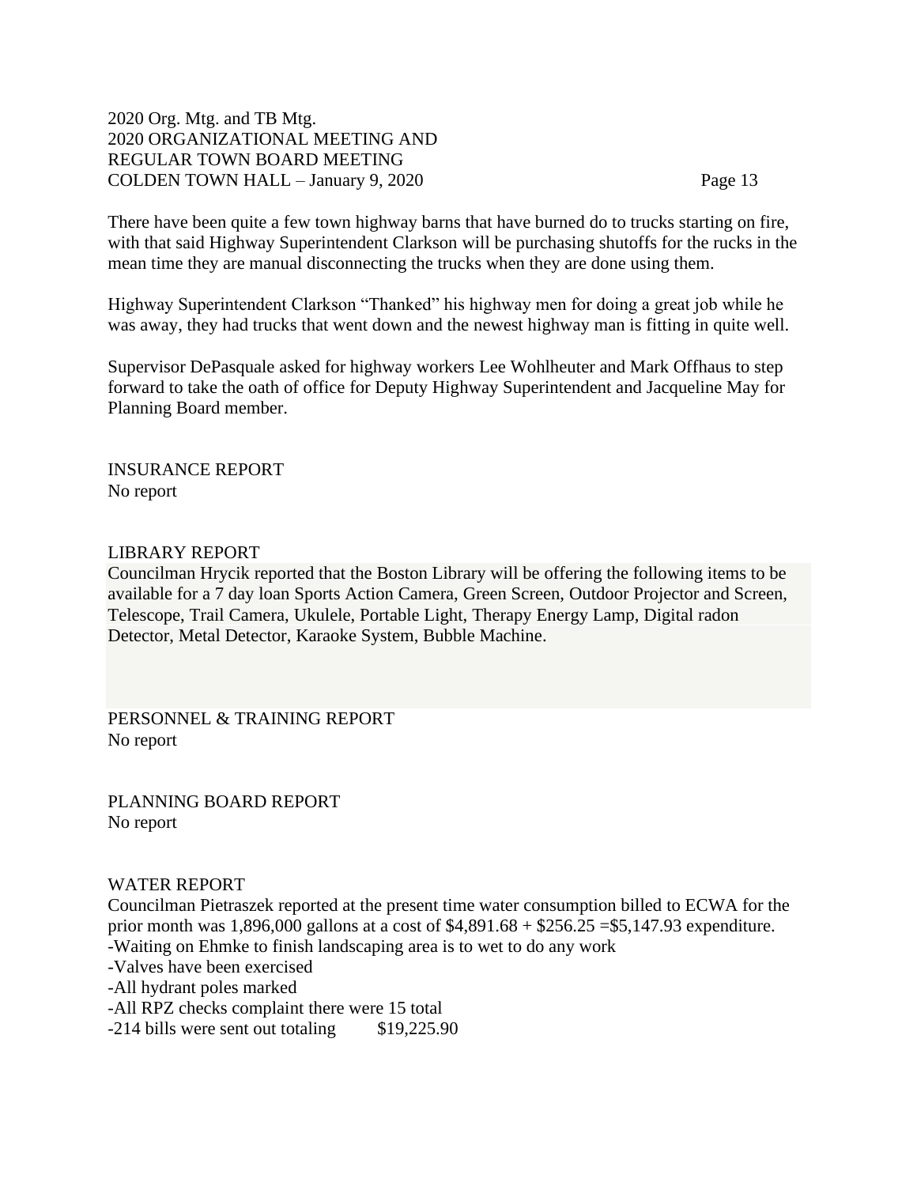There have been quite a few town highway barns that have burned do to trucks starting on fire, with that said Highway Superintendent Clarkson will be purchasing shutoffs for the rucks in the mean time they are manual disconnecting the trucks when they are done using them.

Highway Superintendent Clarkson "Thanked" his highway men for doing a great job while he was away, they had trucks that went down and the newest highway man is fitting in quite well.

Supervisor DePasquale asked for highway workers Lee Wohlheuter and Mark Offhaus to step forward to take the oath of office for Deputy Highway Superintendent and Jacqueline May for Planning Board member.

INSURANCE REPORT
No report

LIBRARY REPORT
Councilman Hrycik reported that the Boston Library will be offering the following items to be available for a 7 day loan Sports Action Camera, Green Screen, Outdoor Projector and Screen, Telescope, Trail Camera, Ukulele, Portable Light, Therapy Energy Lamp, Digital radon Detector, Metal Detector, Karaoke System, Bubble Machine.

PERSONNEL & TRAINING REPORT
No report

PLANNING BOARD REPORT
No report

WATER REPORT
Councilman Pietraszek reported at the present time water consumption billed to ECWA for the prior month was 1,896,000 gallons at a cost of $4,891.68 + $256.25 =$5,147.93 expenditure.
-Waiting on Ehmke to finish landscaping area is to wet to do any work
-Valves have been exercised
-All hydrant poles marked
-All RPZ checks complaint there were 15 total
-214 bills were sent out totaling $19,225.90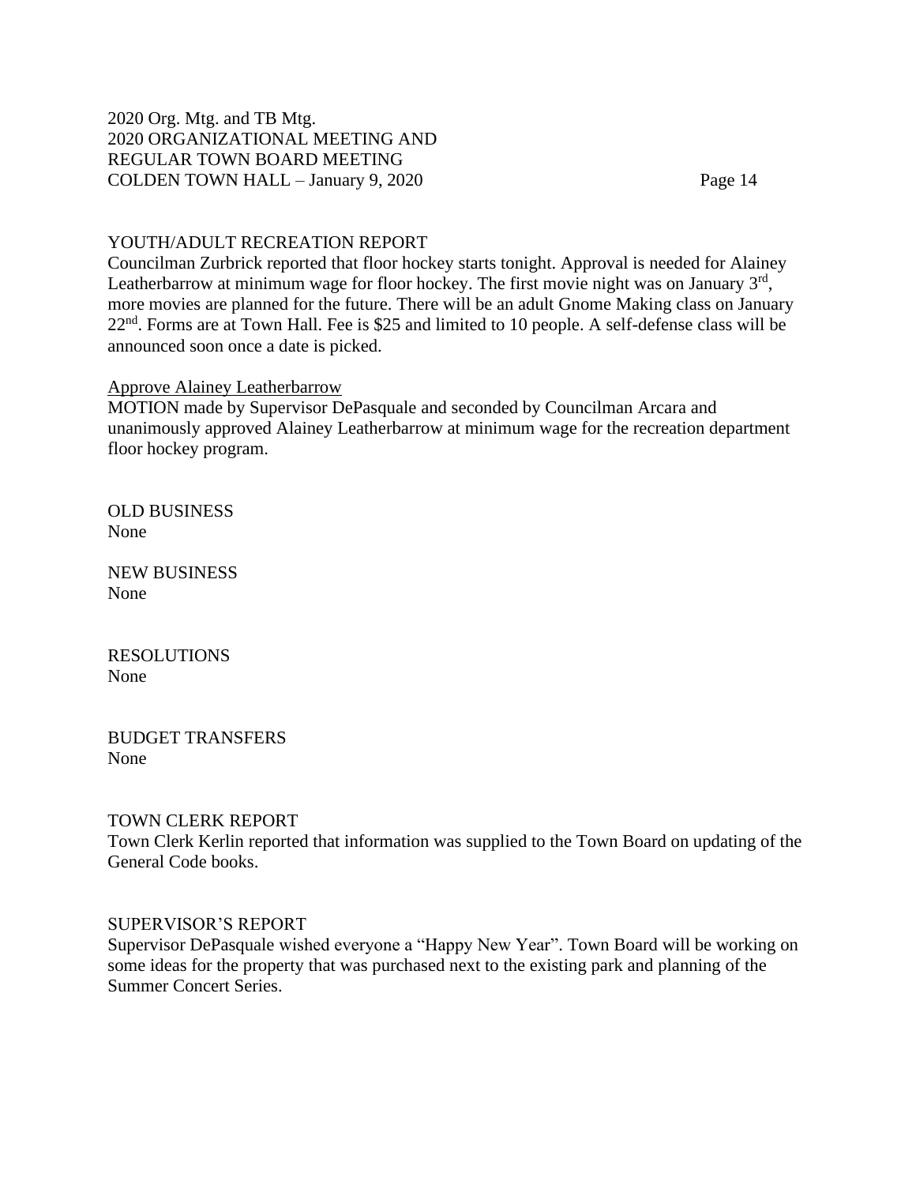## YOUTH/ADULT RECREATION REPORT

Councilman Zurbrick reported that floor hockey starts tonight. Approval is needed for Alainey Leatherbarrow at minimum wage for floor hockey. The first movie night was on January 3rd, more movies are planned for the future. There will be an adult Gnome Making class on January 22nd. Forms are at Town Hall. Fee is $25 and limited to 10 people. A self-defense class will be announced soon once a date is picked.

### Approve Alainey Leatherbarrow

MOTION made by Supervisor DePasquale and seconded by Councilman Arcara and unanimously approved Alainey Leatherbarrow at minimum wage for the recreation department floor hockey program.

## OLD BUSINESS

None

## NEW BUSINESS

None

## RESOLUTIONS

None

## BUDGET TRANSFERS

None

## TOWN CLERK REPORT

Town Clerk Kerlin reported that information was supplied to the Town Board on updating of the General Code books.

## SUPERVISOR'S REPORT

Supervisor DePasquale wished everyone a "Happy New Year". Town Board will be working on some ideas for the property that was purchased next to the existing park and planning of the Summer Concert Series.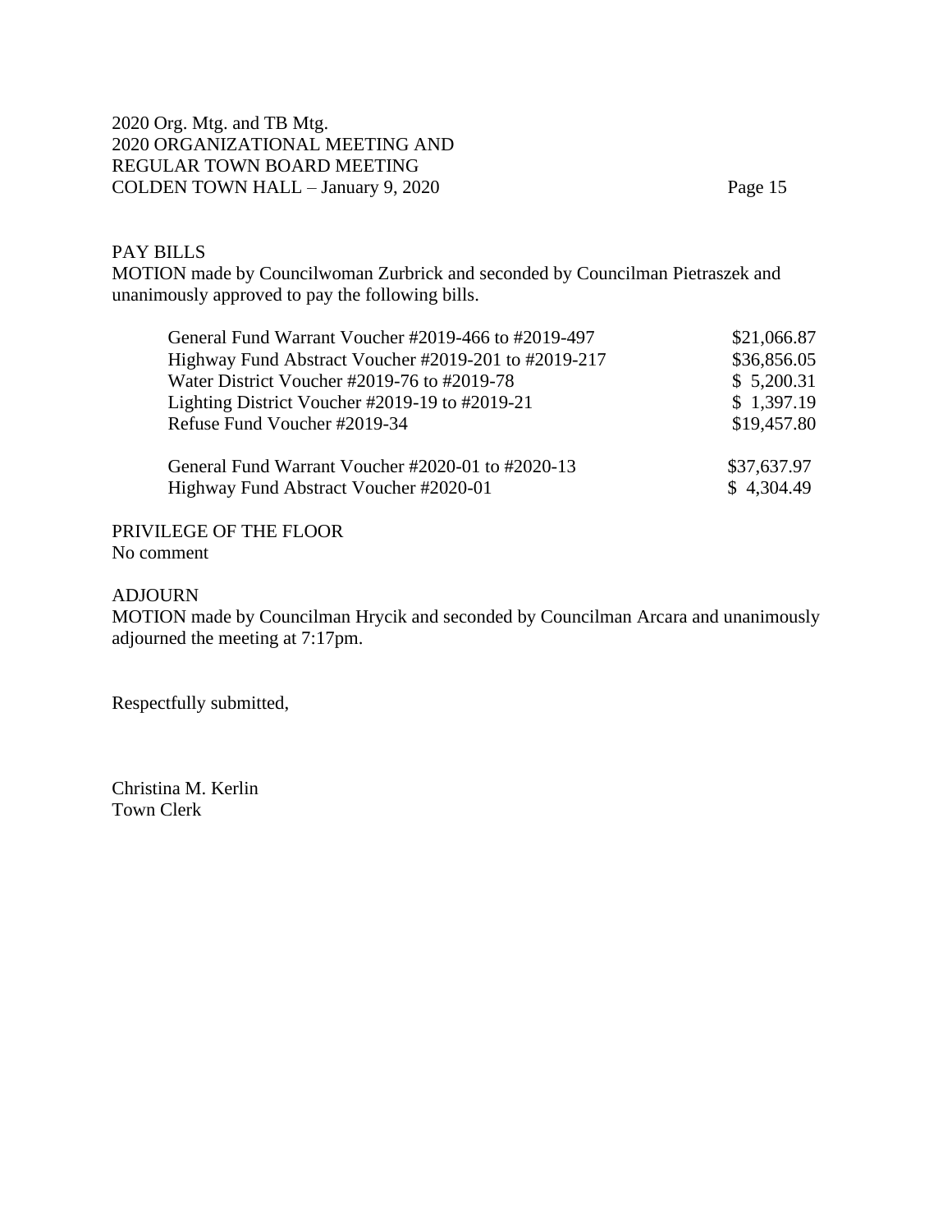PAY BILLS

MOTION made by Councilwoman Zurbrick and seconded by Councilman Pietraszek and unanimously approved to pay the following bills.

| | |
|---|---|
| General Fund Warrant Voucher #2019-466 to #2019-497 | $21,066.87 |
| Highway Fund Abstract Voucher #2019-201 to #2019-217 | $36,856.05 |
| Water District Voucher #2019-76 to #2019-78 | $ 5,200.31 |
| Lighting District Voucher #2019-19 to #2019-21 | $ 1,397.19 |
| Refuse Fund Voucher #2019-34 | $19,457.80 |
| General Fund Warrant Voucher #2020-01 to #2020-13 | $37,637.97 |
| Highway Fund Abstract Voucher #2020-01 | $ 4,304.49 |

PRIVILEGE OF THE FLOOR

No comment

ADJOURN

MOTION made by Councilman Hrycik and seconded by Councilman Arcara and unanimously adjourned the meeting at 7:17pm.

Respectfully submitted,

Christina M. Kerlin
Town Clerk